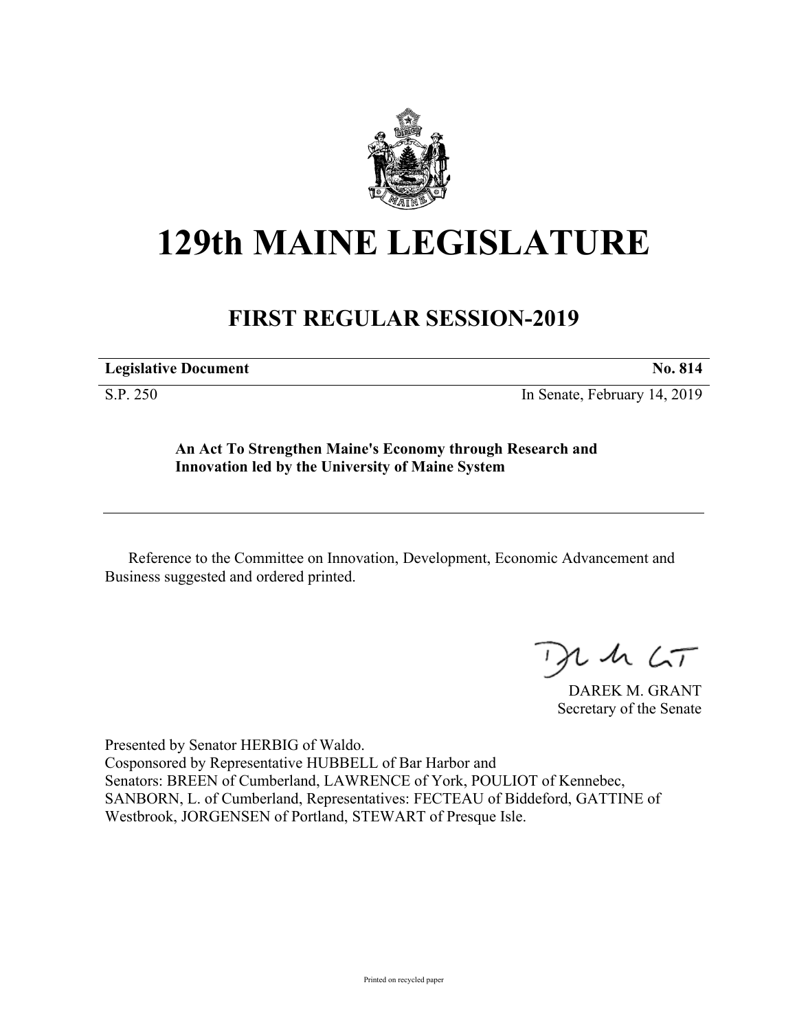# 129th MAINE LEGISLATURE

## FIRST REGULAR SESSION-2019

**Legislative Document** **No. 814**

S.P. 250 In Senate, February 14, 2019

**An Act To Strengthen Maine's Economy through Research and Innovation led by the University of Maine System**

Reference to the Committee on Innovation, Development, Economic Advancement and Business suggested and ordered printed.

DAREK M. GRANT
Secretary of the Senate

Presented by Senator HERBIG of Waldo.
Cosponsored by Representative HUBBELL of Bar Harbor and
Senators: BREEN of Cumberland, LAWRENCE of York, POULIOT of Kennebec, SANBORN, L. of Cumberland, Representatives: FECTEAU of Biddeford, GATTINE of Westbrook, JORGENSEN of Portland, STEWART of Presque Isle.

Printed on recycled paper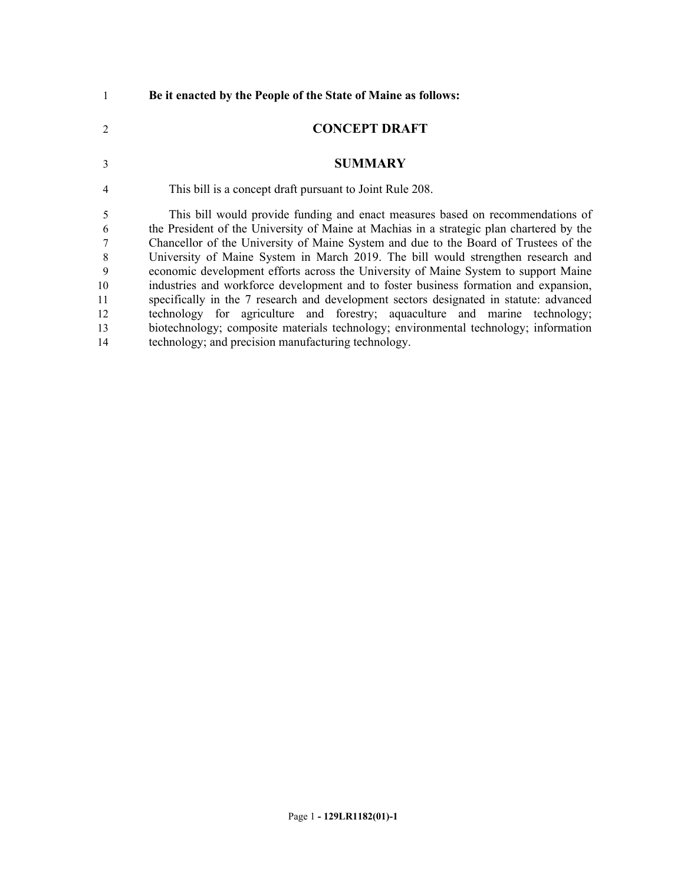**Be it enacted by the People of the State of Maine as follows:**

## CONCEPT DRAFT

## SUMMARY

This bill is a concept draft pursuant to Joint Rule 208.

This bill would provide funding and enact measures based on recommendations of the President of the University of Maine at Machias in a strategic plan chartered by the Chancellor of the University of Maine System and due to the Board of Trustees of the University of Maine System in March 2019. The bill would strengthen research and economic development efforts across the University of Maine System to support Maine industries and workforce development and to foster business formation and expansion, specifically in the 7 research and development sectors designated in statute: advanced technology for agriculture and forestry; aquaculture and marine technology; biotechnology; composite materials technology; environmental technology; information technology; and precision manufacturing technology.